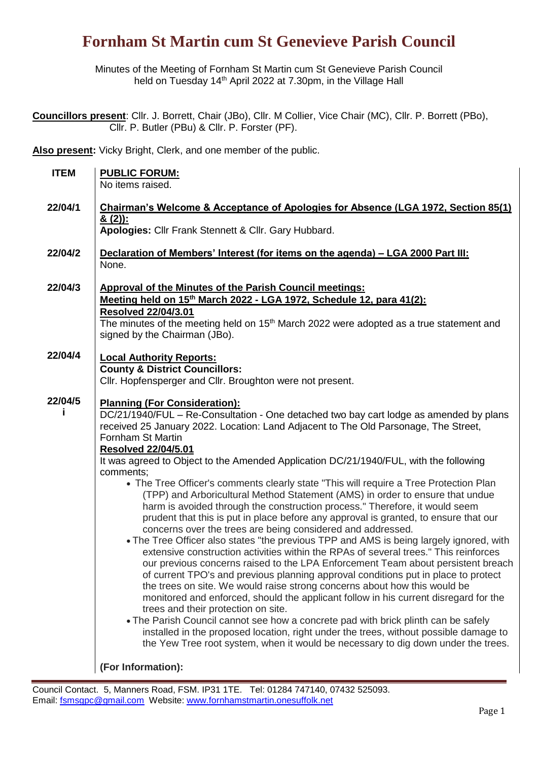# Fornham St Martin cum St Genevieve Parish Council

Minutes of the Meeting of Fornham St Martin cum St Genevieve Parish Council held on Tuesday 14th April 2022 at 7.30pm, in the Village Hall

**Councillors present**: Cllr. J. Borrett, Chair (JBo), Cllr. M Collier, Vice Chair (MC), Cllr. P. Borrett (PBo), Cllr. P. Butler (PBu) & Cllr. P. Forster (PF).

**Also present:** Vicky Bright, Clerk, and one member of the public.

**ITEM**

**PUBLIC FORUM:**
No items raised.

**22/04/1** — **Chairman's Welcome & Acceptance of Apologies for Absence (LGA 1972, Section 85(1) & (2)):**
**Apologies:** Cllr Frank Stennett & Cllr. Gary Hubbard.

**22/04/2** — **Declaration of Members' Interest (for items on the agenda) – LGA 2000 Part III:**
None.

**22/04/3** — **Approval of the Minutes of the Parish Council meetings:**
**Meeting held on 15th March 2022 - LGA 1972, Schedule 12, para 41(2):**
**Resolved 22/04/3.01**
The minutes of the meeting held on 15th March 2022 were adopted as a true statement and signed by the Chairman (JBo).

**22/04/4** — **Local Authority Reports:**
**County & District Councillors:**
Cllr. Hopfensperger and Cllr. Broughton were not present.

**22/04/5 i** — **Planning (For Consideration):**
DC/21/1940/FUL – Re-Consultation - One detached two bay cart lodge as amended by plans received 25 January 2022. Location: Land Adjacent to The Old Parsonage, The Street, Fornham St Martin
**Resolved 22/04/5.01**
It was agreed to Object to the Amended Application DC/21/1940/FUL, with the following comments;

- The Tree Officer's comments clearly state "This will require a Tree Protection Plan (TPP) and Arboricultural Method Statement (AMS) in order to ensure that undue harm is avoided through the construction process." Therefore, it would seem prudent that this is put in place before any approval is granted, to ensure that our concerns over the trees are being considered and addressed.
- The Tree Officer also states "the previous TPP and AMS is being largely ignored, with extensive construction activities within the RPAs of several trees." This reinforces our previous concerns raised to the LPA Enforcement Team about persistent breach of current TPO's and previous planning approval conditions put in place to protect the trees on site. We would raise strong concerns about how this would be monitored and enforced, should the applicant follow in his current disregard for the trees and their protection on site.
- The Parish Council cannot see how a concrete pad with brick plinth can be safely installed in the proposed location, right under the trees, without possible damage to the Yew Tree root system, when it would be necessary to dig down under the trees.

**(For Information):**

Council Contact. 5, Manners Road, FSM. IP31 1TE. Tel: 01284 747140, 07432 525093.
Email: fsmsgpc@gmail.com Website: www.fornhamstmartin.onesuffolk.net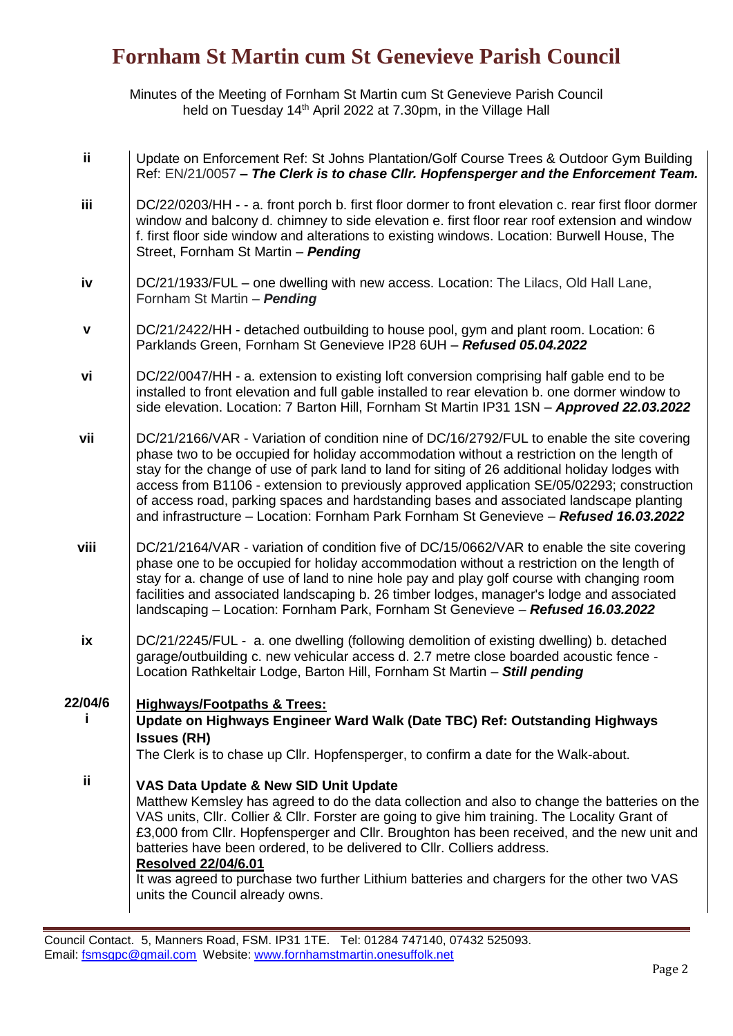# Fornham St Martin cum St Genevieve Parish Council

Minutes of the Meeting of Fornham St Martin cum St Genevieve Parish Council held on Tuesday 14th April 2022 at 7.30pm, in the Village Hall

| | |
|---|---|
| **ii** | Update on Enforcement Ref: St Johns Plantation/Golf Course Trees & Outdoor Gym Building Ref: EN/21/0057 ***– The Clerk is to chase Cllr. Hopfensperger and the Enforcement Team.*** |
| **iii** | DC/22/0203/HH - - a. front porch b. first floor dormer to front elevation c. rear first floor dormer window and balcony d. chimney to side elevation e. first floor rear roof extension and window f. first floor side window and alterations to existing windows. Location: Burwell House, The Street, Fornham St Martin – ***Pending*** |
| **iv** | DC/21/1933/FUL – one dwelling with new access. Location: The Lilacs, Old Hall Lane, Fornham St Martin – ***Pending*** |
| **v** | DC/21/2422/HH - detached outbuilding to house pool, gym and plant room. Location: 6 Parklands Green, Fornham St Genevieve IP28 6UH – ***Refused 05.04.2022*** |
| **vi** | DC/22/0047/HH - a. extension to existing loft conversion comprising half gable end to be installed to front elevation and full gable installed to rear elevation b. one dormer window to side elevation. Location: 7 Barton Hill, Fornham St Martin IP31 1SN – ***Approved 22.03.2022*** |
| **vii** | DC/21/2166/VAR - Variation of condition nine of DC/16/2792/FUL to enable the site covering phase two to be occupied for holiday accommodation without a restriction on the length of stay for the change of use of park land to land for siting of 26 additional holiday lodges with access from B1106 - extension to previously approved application SE/05/02293; construction of access road, parking spaces and hardstanding bases and associated landscape planting and infrastructure – Location: Fornham Park Fornham St Genevieve – ***Refused 16.03.2022*** |
| **viii** | DC/21/2164/VAR - variation of condition five of DC/15/0662/VAR to enable the site covering phase one to be occupied for holiday accommodation without a restriction on the length of stay for a. change of use of land to nine hole pay and play golf course with changing room facilities and associated landscaping b. 26 timber lodges, manager's lodge and associated landscaping – Location: Fornham Park, Fornham St Genevieve – ***Refused 16.03.2022*** |
| **ix** | DC/21/2245/FUL - a. one dwelling (following demolition of existing dwelling) b. detached garage/outbuilding c. new vehicular access d. 2.7 metre close boarded acoustic fence - Location Rathkeltair Lodge, Barton Hill, Fornham St Martin – ***Still pending*** |
| **22/04/6 i** | **<u>Highways/Footpaths & Trees:</u>**<br>**Update on Highways Engineer Ward Walk (Date TBC) Ref: Outstanding Highways Issues (RH)**<br>The Clerk is to chase up Cllr. Hopfensperger, to confirm a date for the Walk-about. |
| **ii** | **VAS Data Update & New SID Unit Update**<br>Matthew Kemsley has agreed to do the data collection and also to change the batteries on the VAS units, Cllr. Collier & Cllr. Forster are going to give him training. The Locality Grant of £3,000 from Cllr. Hopfensperger and Cllr. Broughton has been received, and the new unit and batteries have been ordered, to be delivered to Cllr. Colliers address.<br>**<u>Resolved 22/04/6.01</u>**<br>It was agreed to purchase two further Lithium batteries and chargers for the other two VAS units the Council already owns. |

Council Contact. 5, Manners Road, FSM. IP31 1TE. Tel: 01284 747140, 07432 525093.
Email: fsmsgpc@gmail.com Website: www.fornhamstmartin.onesuffolk.net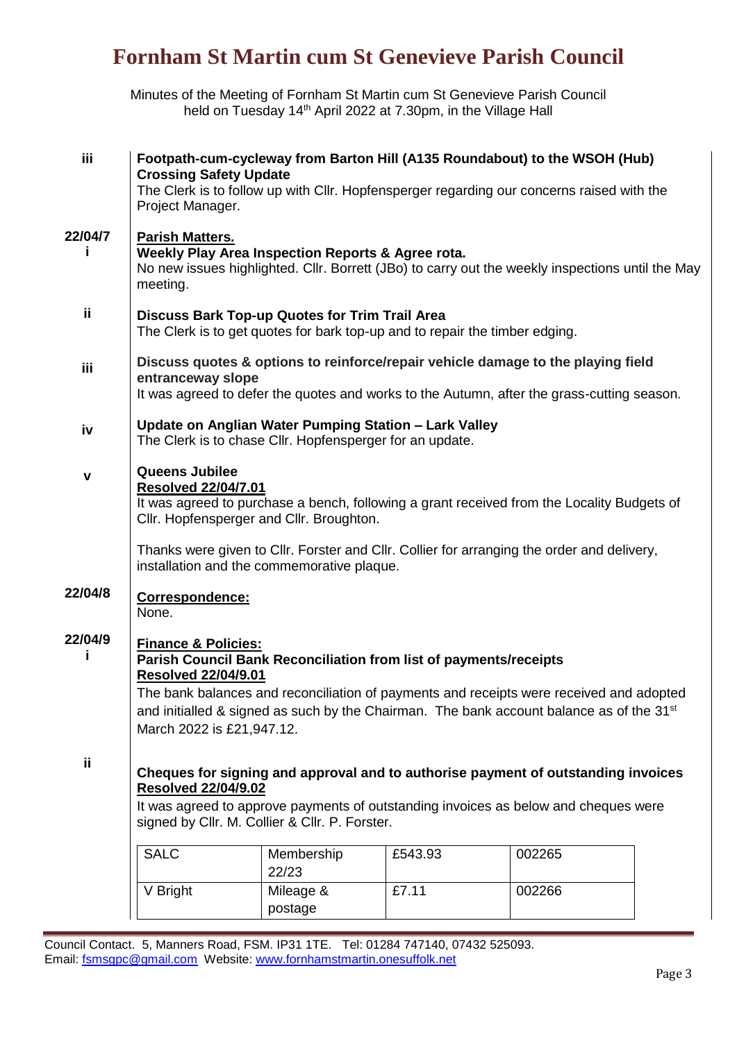# Fornham St Martin cum St Genevieve Parish Council

Minutes of the Meeting of Fornham St Martin cum St Genevieve Parish Council held on Tuesday 14th April 2022 at 7.30pm, in the Village Hall

**iii** **Footpath-cum-cycleway from Barton Hill (A135 Roundabout) to the WSOH (Hub) Crossing Safety Update**

The Clerk is to follow up with Cllr. Hopfensperger regarding our concerns raised with the Project Manager.

**22/04/7** **Parish Matters.**

**i** **Weekly Play Area Inspection Reports & Agree rota.**

No new issues highlighted. Cllr. Borrett (JBo) to carry out the weekly inspections until the May meeting.

**ii** **Discuss Bark Top-up Quotes for Trim Trail Area**

The Clerk is to get quotes for bark top-up and to repair the timber edging.

**iii** **Discuss quotes & options to reinforce/repair vehicle damage to the playing field entranceway slope**

It was agreed to defer the quotes and works to the Autumn, after the grass-cutting season.

**iv** **Update on Anglian Water Pumping Station – Lark Valley**

The Clerk is to chase Cllr. Hopfensperger for an update.

**v** **Queens Jubilee**

**Resolved 22/04/7.01**

It was agreed to purchase a bench, following a grant received from the Locality Budgets of Cllr. Hopfensperger and Cllr. Broughton.

Thanks were given to Cllr. Forster and Cllr. Collier for arranging the order and delivery, installation and the commemorative plaque.

**22/04/8** **Correspondence:**

None.

**22/04/9** **Finance & Policies:**

**i** **Parish Council Bank Reconciliation from list of payments/receipts**

**Resolved 22/04/9.01**

The bank balances and reconciliation of payments and receipts were received and adopted and initialled & signed as such by the Chairman. The bank account balance as of the 31st March 2022 is £21,947.12.

**ii** **Cheques for signing and approval and to authorise payment of outstanding invoices**

**Resolved 22/04/9.02**

It was agreed to approve payments of outstanding invoices as below and cheques were signed by Cllr. M. Collier & Cllr. P. Forster.

| | | | |
|---|---|---|---|
| SALC | Membership 22/23 | £543.93 | 002265 |
| V Bright | Mileage & postage | £7.11 | 002266 |

Council Contact. 5, Manners Road, FSM. IP31 1TE. Tel: 01284 747140, 07432 525093.
Email: fsmsgpc@gmail.com Website: www.fornhamstmartin.onesuffolk.net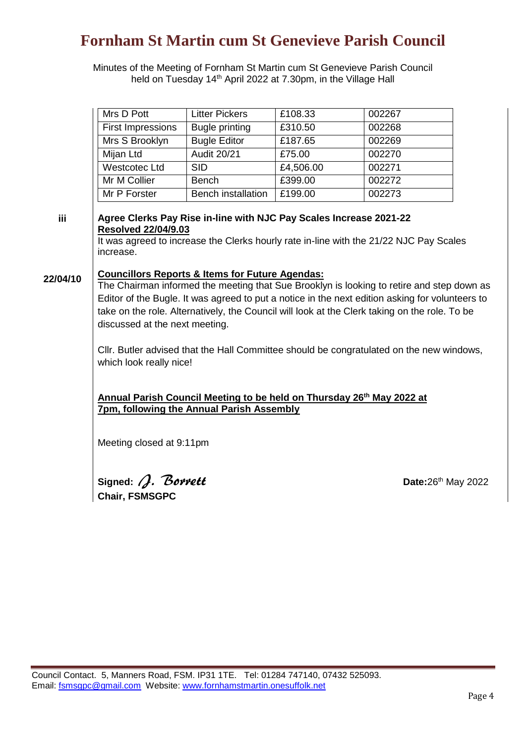# Fornham St Martin cum St Genevieve Parish Council

Minutes of the Meeting of Fornham St Martin cum St Genevieve Parish Council held on Tuesday 14th April 2022 at 7.30pm, in the Village Hall

| | | | |
|---|---|---|---|
| Mrs D Pott | Litter Pickers | £108.33 | 002267 |
| First Impressions | Bugle printing | £310.50 | 002268 |
| Mrs S Brooklyn | Bugle Editor | £187.65 | 002269 |
| Mijan Ltd | Audit 20/21 | £75.00 | 002270 |
| Westcotec Ltd | SID | £4,506.00 | 002271 |
| Mr M Collier | Bench | £399.00 | 002272 |
| Mr P Forster | Bench installation | £199.00 | 002273 |

**iii** **Agree Clerks Pay Rise in-line with NJC Pay Scales Increase 2021-22**
**Resolved 22/04/9.03**
It was agreed to increase the Clerks hourly rate in-line with the 21/22 NJC Pay Scales increase.

**22/04/10** **Councillors Reports & Items for Future Agendas:**

The Chairman informed the meeting that Sue Brooklyn is looking to retire and step down as Editor of the Bugle. It was agreed to put a notice in the next edition asking for volunteers to take on the role. Alternatively, the Council will look at the Clerk taking on the role. To be discussed at the next meeting.

Cllr. Butler advised that the Hall Committee should be congratulated on the new windows, which look really nice!

**Annual Parish Council Meeting to be held on Thursday 26th May 2022 at 7pm, following the Annual Parish Assembly**

Meeting closed at 9:11pm

**Signed:** *J. Borrett* **Date:** 26th May 2022
**Chair, FSMSGPC**

Council Contact. 5, Manners Road, FSM. IP31 1TE. Tel: 01284 747140, 07432 525093.
Email: fsmsgpc@gmail.com Website: www.fornhamstmartin.onesuffolk.net